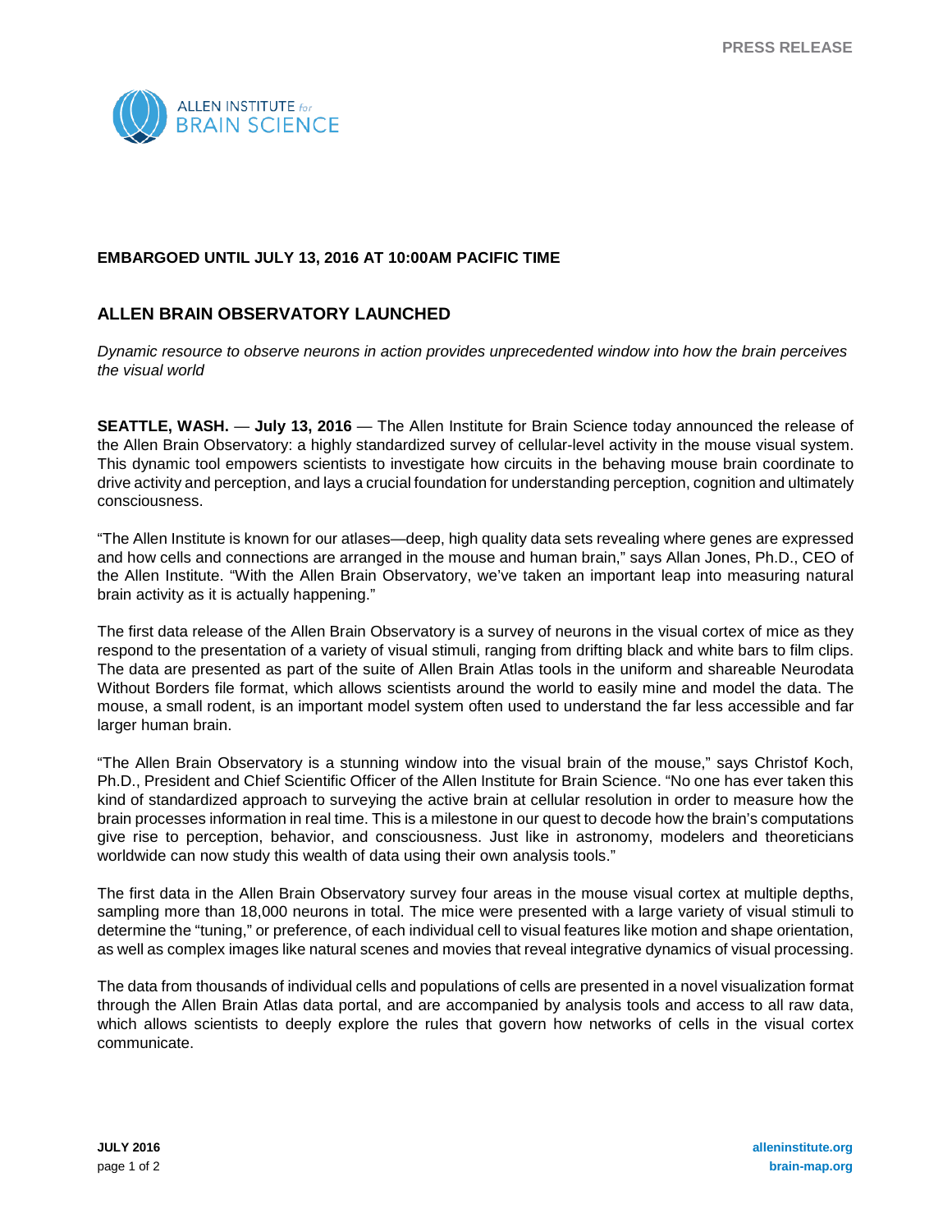PRESS RELEASE

**EMBARGOED UNTIL JULY 13, 2016 AT 10:00AM PACIFIC TIME**

## ALLEN BRAIN OBSERVATORY LAUNCHED

*Dynamic resource to observe neurons in action provides unprecedented window into how the brain perceives the visual world*

**SEATTLE, WASH.** — **July 13, 2016** — The Allen Institute for Brain Science today announced the release of the Allen Brain Observatory: a highly standardized survey of cellular-level activity in the mouse visual system. This dynamic tool empowers scientists to investigate how circuits in the behaving mouse brain coordinate to drive activity and perception, and lays a crucial foundation for understanding perception, cognition and ultimately consciousness.

"The Allen Institute is known for our atlases—deep, high quality data sets revealing where genes are expressed and how cells and connections are arranged in the mouse and human brain," says Allan Jones, Ph.D., CEO of the Allen Institute. "With the Allen Brain Observatory, we've taken an important leap into measuring natural brain activity as it is actually happening."

The first data release of the Allen Brain Observatory is a survey of neurons in the visual cortex of mice as they respond to the presentation of a variety of visual stimuli, ranging from drifting black and white bars to film clips. The data are presented as part of the suite of Allen Brain Atlas tools in the uniform and shareable Neurodata Without Borders file format, which allows scientists around the world to easily mine and model the data. The mouse, a small rodent, is an important model system often used to understand the far less accessible and far larger human brain.

"The Allen Brain Observatory is a stunning window into the visual brain of the mouse," says Christof Koch, Ph.D., President and Chief Scientific Officer of the Allen Institute for Brain Science. "No one has ever taken this kind of standardized approach to surveying the active brain at cellular resolution in order to measure how the brain processes information in real time. This is a milestone in our quest to decode how the brain's computations give rise to perception, behavior, and consciousness. Just like in astronomy, modelers and theoreticians worldwide can now study this wealth of data using their own analysis tools."

The first data in the Allen Brain Observatory survey four areas in the mouse visual cortex at multiple depths, sampling more than 18,000 neurons in total. The mice were presented with a large variety of visual stimuli to determine the "tuning," or preference, of each individual cell to visual features like motion and shape orientation, as well as complex images like natural scenes and movies that reveal integrative dynamics of visual processing.

The data from thousands of individual cells and populations of cells are presented in a novel visualization format through the Allen Brain Atlas data portal, and are accompanied by analysis tools and access to all raw data, which allows scientists to deeply explore the rules that govern how networks of cells in the visual cortex communicate.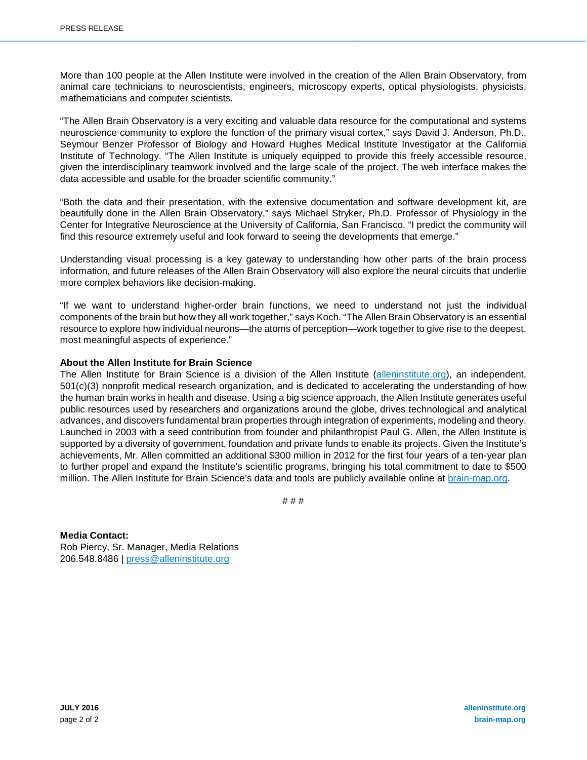More than 100 people at the Allen Institute were involved in the creation of the Allen Brain Observatory, from animal care technicians to neuroscientists, engineers, microscopy experts, optical physiologists, physicists, mathematicians and computer scientists.

“The Allen Brain Observatory is a very exciting and valuable data resource for the computational and systems neuroscience community to explore the function of the primary visual cortex,” says David J. Anderson, Ph.D., Seymour Benzer Professor of Biology and Howard Hughes Medical Institute Investigator at the California Institute of Technology. “The Allen Institute is uniquely equipped to provide this freely accessible resource, given the interdisciplinary teamwork involved and the large scale of the project. The web interface makes the data accessible and usable for the broader scientific community.”

“Both the data and their presentation, with the extensive documentation and software development kit, are beautifully done in the Allen Brain Observatory,” says Michael Stryker, Ph.D. Professor of Physiology in the Center for Integrative Neuroscience at the University of California, San Francisco. “I predict the community will find this resource extremely useful and look forward to seeing the developments that emerge.”

Understanding visual processing is a key gateway to understanding how other parts of the brain process information, and future releases of the Allen Brain Observatory will also explore the neural circuits that underlie more complex behaviors like decision-making.

“If we want to understand higher-order brain functions, we need to understand not just the individual components of the brain but how they all work together,” says Koch. “The Allen Brain Observatory is an essential resource to explore how individual neurons—the atoms of perception—work together to give rise to the deepest, most meaningful aspects of experience.”

**About the Allen Institute for Brain Science**

The Allen Institute for Brain Science is a division of the Allen Institute (alleninstitute.org), an independent, 501(c)(3) nonprofit medical research organization, and is dedicated to accelerating the understanding of how the human brain works in health and disease. Using a big science approach, the Allen Institute generates useful public resources used by researchers and organizations around the globe, drives technological and analytical advances, and discovers fundamental brain properties through integration of experiments, modeling and theory. Launched in 2003 with a seed contribution from founder and philanthropist Paul G. Allen, the Allen Institute is supported by a diversity of government, foundation and private funds to enable its projects. Given the Institute’s achievements, Mr. Allen committed an additional $300 million in 2012 for the first four years of a ten-year plan to further propel and expand the Institute’s scientific programs, bringing his total commitment to date to $500 million. The Allen Institute for Brain Science’s data and tools are publicly available online at brain-map.org.

# # #

**Media Contact:**
Rob Piercy, Sr. Manager, Media Relations
206.548.8486 | press@alleninstitute.org